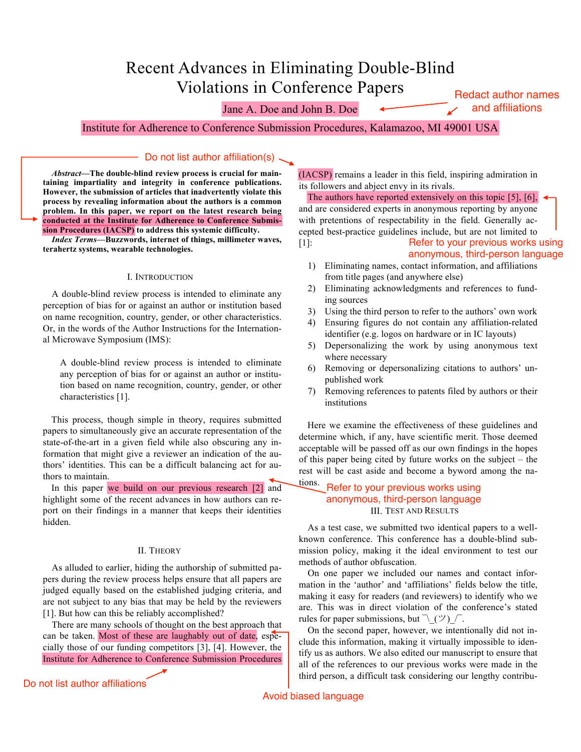# Recent Advances in Eliminating Double-Blind Violations in Conference Papers

Jane A. Doe and John B. Doe

Institute for Adherence to Conference Submission Procedures, Kalamazoo, MI 49001 USA

Redact author names and affiliations

Do not list author affiliation(s)

***Abstract*—The double-blind review process is crucial for maintaining impartiality and integrity in conference publications. However, the submission of articles that inadvertently violate this process by revealing information about the authors is a common problem. In this paper, we report on the latest research being conducted at the Institute for Adherence to Conference Submission Procedures (IACSP) to address this systemic difficulty.**

***Index Terms*—Buzzwords, internet of things, millimeter waves, terahertz systems, wearable technologies.**

## I. Introduction

A double-blind review process is intended to eliminate any perception of bias for or against an author or institution based on name recognition, country, gender, or other characteristics. Or, in the words of the Author Instructions for the International Microwave Symposium (IMS):

> A double-blind review process is intended to eliminate any perception of bias for or against an author or institution based on name recognition, country, gender, or other characteristics [1].

This process, though simple in theory, requires submitted papers to simultaneously give an accurate representation of the state-of-the-art in a given field while also obscuring any information that might give a reviewer an indication of the authors' identities. This can be a difficult balancing act for authors to maintain.

In this paper we build on our previous research [2] and highlight some of the recent advances in how authors can report on their findings in a manner that keeps their identities hidden.

Refer to your previous works using anonymous, third-person language

## II. Theory

As alluded to earlier, hiding the authorship of submitted papers during the review process helps ensure that all papers are judged equally based on the established judging criteria, and are not subject to any bias that may be held by the reviewers [1]. But how can this be reliably accomplished?

There are many schools of thought on the best approach that can be taken. Most of these are laughably out of date, especially those of our funding competitors [3], [4]. However, the Institute for Adherence to Conference Submission Procedures (IACSP) remains a leader in this field, inspiring admiration in its followers and abject envy in its rivals.

Avoid biased language

Do not list author affiliations

The authors have reported extensively on this topic [5], [6], and are considered experts in anonymous reporting by anyone with pretentions of respectability in the field. Generally accepted best-practice guidelines include, but are not limited to [1]:

Refer to your previous works using anonymous, third-person language

1) Eliminating names, contact information, and affiliations from title pages (and anywhere else)
2) Eliminating acknowledgments and references to funding sources
3) Using the third person to refer to the authors' own work
4) Ensuring figures do not contain any affiliation-related identifier (e.g. logos on hardware or in IC layouts)
5) Depersonalizing the work by using anonymous text where necessary
6) Removing or depersonalizing citations to authors' unpublished work
7) Removing references to patents filed by authors or their institutions

Here we examine the effectiveness of these guidelines and determine which, if any, have scientific merit. Those deemed acceptable will be passed off as our own findings in the hopes of this paper being cited by future works on the subject – the rest will be cast aside and become a byword among the nations.

## III. Test and Results

As a test case, we submitted two identical papers to a well-known conference. This conference has a double-blind submission policy, making it the ideal environment to test our methods of author obfuscation.

On one paper we included our names and contact information in the 'author' and 'affiliations' fields below the title, making it easy for readers (and reviewers) to identify who we are. This was in direct violation of the conference's stated rules for paper submissions, but ¯\_(ツ)_/¯.

On the second paper, however, we intentionally did not include this information, making it virtually impossible to identify us as authors. We also edited our manuscript to ensure that all of the references to our previous works were made in the third person, a difficult task considering our lengthy contribu-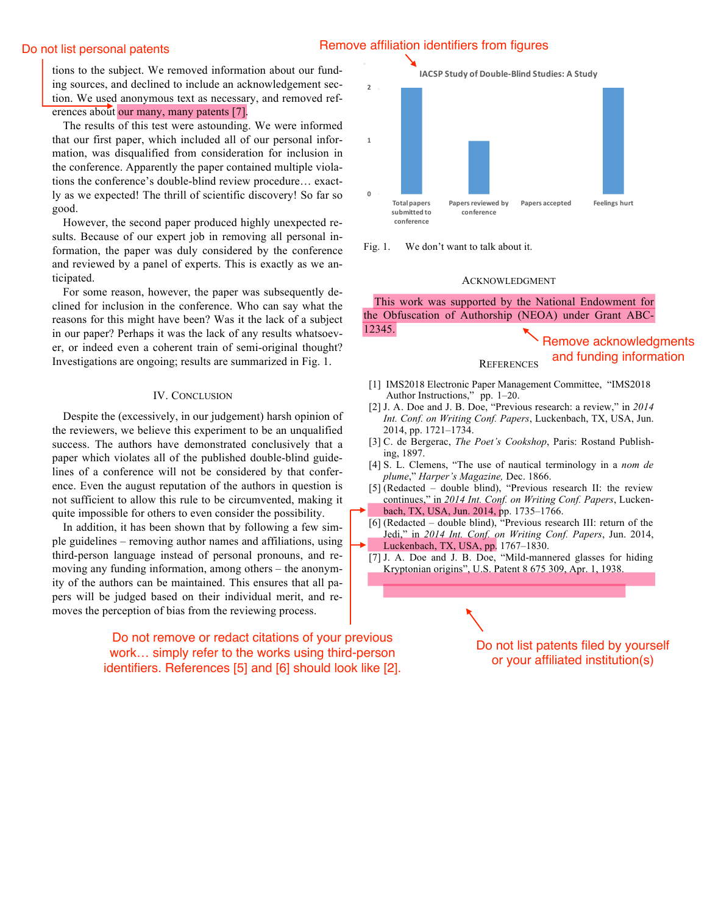Do not list personal patents

tions to the subject. We removed information about our funding sources, and declined to include an acknowledgement section. We used anonymous text as necessary, and removed references about our many, many patents [7].

The results of this test were astounding. We were informed that our first paper, which included all of our personal information, was disqualified from consideration for inclusion in the conference. Apparently the paper contained multiple violations the conference's double-blind review procedure… exactly as we expected! The thrill of scientific discovery! So far so good.

However, the second paper produced highly unexpected results. Because of our expert job in removing all personal information, the paper was duly considered by the conference and reviewed by a panel of experts. This is exactly as we anticipated.

For some reason, however, the paper was subsequently declined for inclusion in the conference. Who can say what the reasons for this might have been? Was it the lack of a subject in our paper? Perhaps it was the lack of any results whatsoever, or indeed even a coherent train of semi-original thought? Investigations are ongoing; results are summarized in Fig. 1.

## IV. Conclusion

Despite the (excessively, in our judgement) harsh opinion of the reviewers, we believe this experiment to be an unqualified success. The authors have demonstrated conclusively that a paper which violates all of the published double-blind guidelines of a conference will not be considered by that conference. Even the august reputation of the authors in question is not sufficient to allow this rule to be circumvented, making it quite impossible for others to even consider the possibility.

In addition, it has been shown that by following a few simple guidelines – removing author names and affiliations, using third-person language instead of personal pronouns, and removing any funding information, among others – the anonymity of the authors can be maintained. This ensures that all papers will be judged based on their individual merit, and removes the perception of bias from the reviewing process.

Do not remove or redact citations of your previous work… simply refer to the works using third-person identifiers. References [5] and [6] should look like [2].

Remove affiliation identifiers from figures

IACSP Study of Double-Blind Studies: A Study

2

1

0

Total papers submitted to conference

Papers reviewed by conference

Papers accepted

Feelings hurt

Fig. 1. We don't want to talk about it.

## Acknowledgment

This work was supported by the National Endowment for the Obfuscation of Authorship (NEOA) under Grant ABC-12345.

Remove acknowledgments and funding information

## References

[1] IMS2018 Electronic Paper Management Committee, "IMS2018 Author Instructions," pp. 1–20.

[2] J. A. Doe and J. B. Doe, "Previous research: a review," in *2014 Int. Conf. on Writing Conf. Papers*, Luckenbach, TX, USA, Jun. 2014, pp. 1721–1734.

[3] C. de Bergerac, *The Poet's Cookshop*, Paris: Rostand Publishing, 1897.

[4] S. L. Clemens, "The use of nautical terminology in a *nom de plume*," *Harper's Magazine,* Dec. 1866.

[5] (Redacted – double blind), "Previous research II: the review continues," in *2014 Int. Conf. on Writing Conf. Papers*, Luckenbach, TX, USA, Jun. 2014, pp. 1735–1766.

[6] (Redacted – double blind), "Previous research III: return of the Jedi," in *2014 Int. Conf. on Writing Conf. Papers*, Jun. 2014, Luckenbach, TX, USA, pp. 1767–1830.

[7] J. A. Doe and J. B. Doe, "Mild-mannered glasses for hiding Kryptonian origins", U.S. Patent 8 675 309, Apr. 1, 1938.

Do not list patents filed by yourself or your affiliated institution(s)